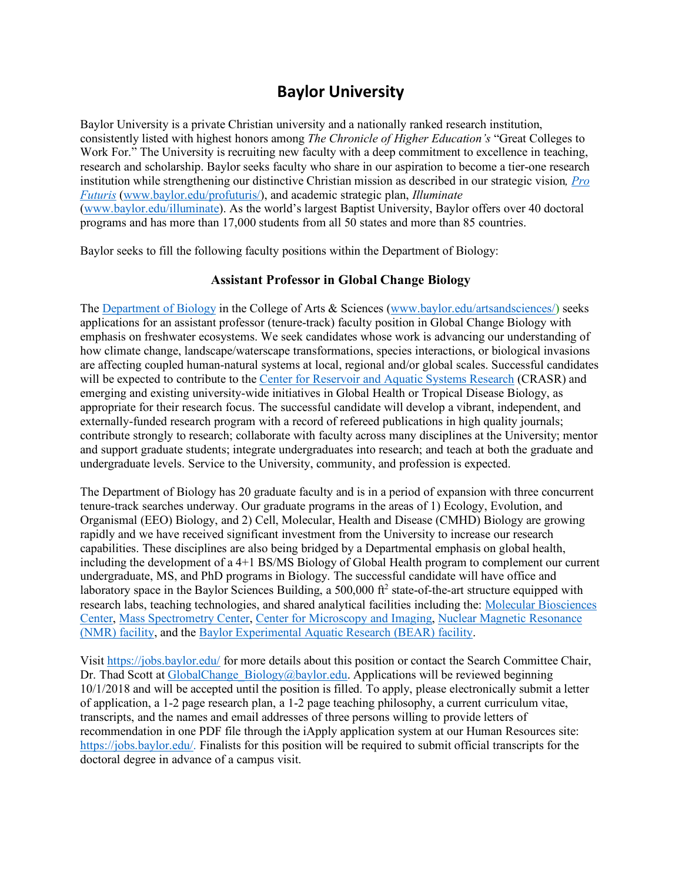# Baylor University

Baylor University is a private Christian university and a nationally ranked research institution, consistently listed with highest honors among *The Chronicle of Higher Education's* "Great Colleges to Work For." The University is recruiting new faculty with a deep commitment to excellence in teaching, research and scholarship. Baylor seeks faculty who share in our aspiration to become a tier-one research institution while strengthening our distinctive Christian mission as described in our strategic vision, *Pro Futuris* (www.baylor.edu/profuturis/), and academic strategic plan, *Illuminate* (www.baylor.edu/illuminate). As the world's largest Baptist University, Baylor offers over 40 doctoral programs and has more than 17,000 students from all 50 states and more than 85 countries.

Baylor seeks to fill the following faculty positions within the Department of Biology:

### Assistant Professor in Global Change Biology

The Department of Biology in the College of Arts & Sciences (www.baylor.edu/artsandsciences/) seeks applications for an assistant professor (tenure-track) faculty position in Global Change Biology with emphasis on freshwater ecosystems. We seek candidates whose work is advancing our understanding of how climate change, landscape/waterscape transformations, species interactions, or biological invasions are affecting coupled human-natural systems at local, regional and/or global scales. Successful candidates will be expected to contribute to the Center for Reservoir and Aquatic Systems Research (CRASR) and emerging and existing university-wide initiatives in Global Health or Tropical Disease Biology, as appropriate for their research focus. The successful candidate will develop a vibrant, independent, and externally-funded research program with a record of refereed publications in high quality journals; contribute strongly to research; collaborate with faculty across many disciplines at the University; mentor and support graduate students; integrate undergraduates into research; and teach at both the graduate and undergraduate levels. Service to the University, community, and profession is expected.

The Department of Biology has 20 graduate faculty and is in a period of expansion with three concurrent tenure-track searches underway. Our graduate programs in the areas of 1) Ecology, Evolution, and Organismal (EEO) Biology, and 2) Cell, Molecular, Health and Disease (CMHD) Biology are growing rapidly and we have received significant investment from the University to increase our research capabilities. These disciplines are also being bridged by a Departmental emphasis on global health, including the development of a 4+1 BS/MS Biology of Global Health program to complement our current undergraduate, MS, and PhD programs in Biology. The successful candidate will have office and laboratory space in the Baylor Sciences Building, a 500,000 $ft^2$ state-of-the-art structure equipped with research labs, teaching technologies, and shared analytical facilities including the: Molecular Biosciences Center, Mass Spectrometry Center, Center for Microscopy and Imaging, Nuclear Magnetic Resonance (NMR) facility, and the Baylor Experimental Aquatic Research (BEAR) facility.

Visit https://jobs.baylor.edu/ for more details about this position or contact the Search Committee Chair, Dr. Thad Scott at GlobalChange_Biology@baylor.edu. Applications will be reviewed beginning 10/1/2018 and will be accepted until the position is filled. To apply, please electronically submit a letter of application, a 1-2 page research plan, a 1-2 page teaching philosophy, a current curriculum vitae, transcripts, and the names and email addresses of three persons willing to provide letters of recommendation in one PDF file through the iApply application system at our Human Resources site: https://jobs.baylor.edu/. Finalists for this position will be required to submit official transcripts for the doctoral degree in advance of a campus visit.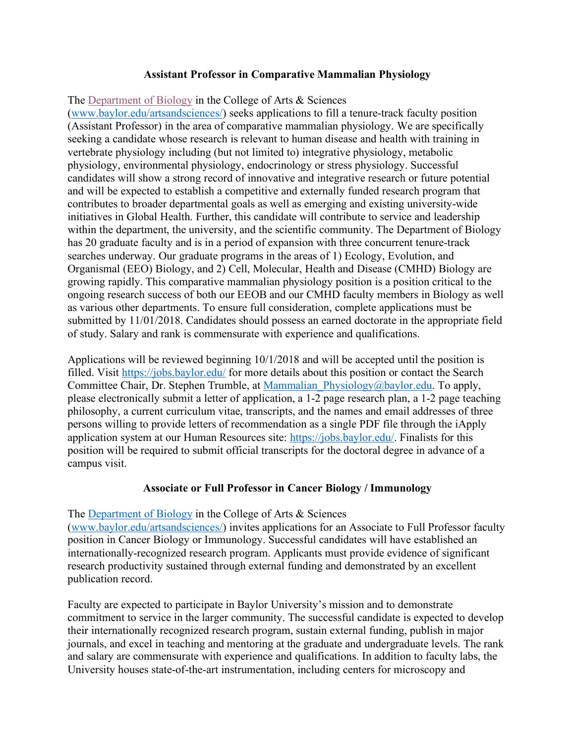### Assistant Professor in Comparative Mammalian Physiology

The [Department of Biology](Department of Biology) in the College of Arts & Sciences ([www.baylor.edu/artsandsciences/](www.baylor.edu/artsandsciences/)) seeks applications to fill a tenure-track faculty position (Assistant Professor) in the area of comparative mammalian physiology. We are specifically seeking a candidate whose research is relevant to human disease and health with training in vertebrate physiology including (but not limited to) integrative physiology, metabolic physiology, environmental physiology, endocrinology or stress physiology. Successful candidates will show a strong record of innovative and integrative research or future potential and will be expected to establish a competitive and externally funded research program that contributes to broader departmental goals as well as emerging and existing university-wide initiatives in Global Health. Further, this candidate will contribute to service and leadership within the department, the university, and the scientific community. The Department of Biology has 20 graduate faculty and is in a period of expansion with three concurrent tenure-track searches underway. Our graduate programs in the areas of 1) Ecology, Evolution, and Organismal (EEO) Biology, and 2) Cell, Molecular, Health and Disease (CMHD) Biology are growing rapidly. This comparative mammalian physiology position is a position critical to the ongoing research success of both our EEOB and our CMHD faculty members in Biology as well as various other departments. To ensure full consideration, complete applications must be submitted by 11/01/2018. Candidates should possess an earned doctorate in the appropriate field of study. Salary and rank is commensurate with experience and qualifications.

Applications will be reviewed beginning 10/1/2018 and will be accepted until the position is filled. Visit [https://jobs.baylor.edu/](https://jobs.baylor.edu/) for more details about this position or contact the Search Committee Chair, Dr. Stephen Trumble, at [Mammalian_Physiology@baylor.edu](mailto:Mammalian_Physiology@baylor.edu). To apply, please electronically submit a letter of application, a 1-2 page research plan, a 1-2 page teaching philosophy, a current curriculum vitae, transcripts, and the names and email addresses of three persons willing to provide letters of recommendation as a single PDF file through the iApply application system at our Human Resources site: [https://jobs.baylor.edu/](https://jobs.baylor.edu/). Finalists for this position will be required to submit official transcripts for the doctoral degree in advance of a campus visit.

### Associate or Full Professor in Cancer Biology / Immunology

The [Department of Biology](Department of Biology) in the College of Arts & Sciences ([www.baylor.edu/artsandsciences/](www.baylor.edu/artsandsciences/)) invites applications for an Associate to Full Professor faculty position in Cancer Biology or Immunology. Successful candidates will have established an internationally-recognized research program. Applicants must provide evidence of significant research productivity sustained through external funding and demonstrated by an excellent publication record.

Faculty are expected to participate in Baylor University's mission and to demonstrate commitment to service in the larger community. The successful candidate is expected to develop their internationally recognized research program, sustain external funding, publish in major journals, and excel in teaching and mentoring at the graduate and undergraduate levels. The rank and salary are commensurate with experience and qualifications. In addition to faculty labs, the University houses state-of-the-art instrumentation, including centers for microscopy and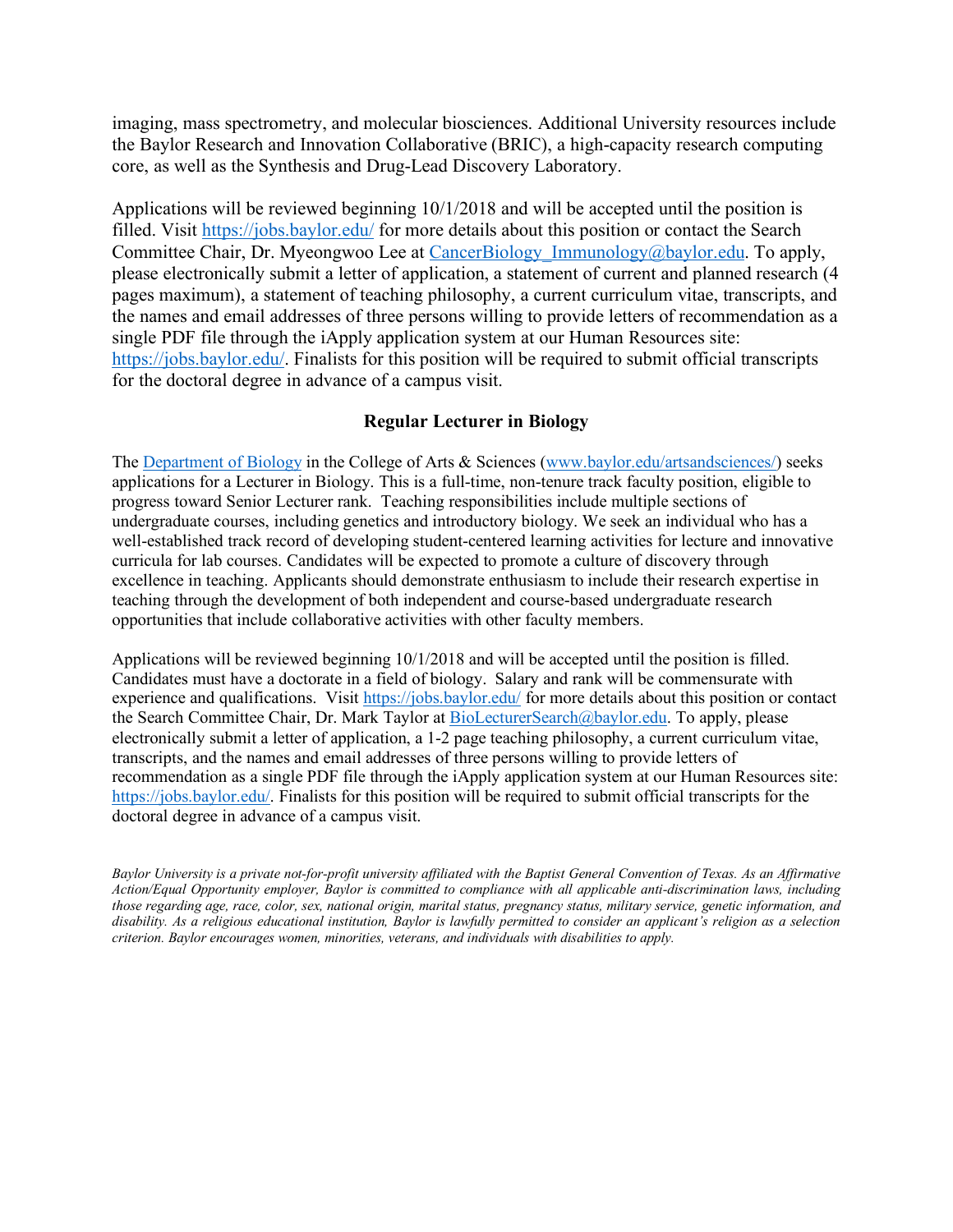imaging, mass spectrometry, and molecular biosciences. Additional University resources include the Baylor Research and Innovation Collaborative (BRIC), a high-capacity research computing core, as well as the Synthesis and Drug-Lead Discovery Laboratory.

Applications will be reviewed beginning 10/1/2018 and will be accepted until the position is filled. Visit https://jobs.baylor.edu/ for more details about this position or contact the Search Committee Chair, Dr. Myeongwoo Lee at CancerBiology_Immunology@baylor.edu. To apply, please electronically submit a letter of application, a statement of current and planned research (4 pages maximum), a statement of teaching philosophy, a current curriculum vitae, transcripts, and the names and email addresses of three persons willing to provide letters of recommendation as a single PDF file through the iApply application system at our Human Resources site: https://jobs.baylor.edu/. Finalists for this position will be required to submit official transcripts for the doctoral degree in advance of a campus visit.

## Regular Lecturer in Biology

The Department of Biology in the College of Arts & Sciences (www.baylor.edu/artsandsciences/) seeks applications for a Lecturer in Biology. This is a full-time, non-tenure track faculty position, eligible to progress toward Senior Lecturer rank. Teaching responsibilities include multiple sections of undergraduate courses, including genetics and introductory biology. We seek an individual who has a well-established track record of developing student-centered learning activities for lecture and innovative curricula for lab courses. Candidates will be expected to promote a culture of discovery through excellence in teaching. Applicants should demonstrate enthusiasm to include their research expertise in teaching through the development of both independent and course-based undergraduate research opportunities that include collaborative activities with other faculty members.

Applications will be reviewed beginning 10/1/2018 and will be accepted until the position is filled. Candidates must have a doctorate in a field of biology. Salary and rank will be commensurate with experience and qualifications. Visit https://jobs.baylor.edu/ for more details about this position or contact the Search Committee Chair, Dr. Mark Taylor at BioLecturerSearch@baylor.edu. To apply, please electronically submit a letter of application, a 1-2 page teaching philosophy, a current curriculum vitae, transcripts, and the names and email addresses of three persons willing to provide letters of recommendation as a single PDF file through the iApply application system at our Human Resources site: https://jobs.baylor.edu/. Finalists for this position will be required to submit official transcripts for the doctoral degree in advance of a campus visit.

*Baylor University is a private not-for-profit university affiliated with the Baptist General Convention of Texas. As an Affirmative Action/Equal Opportunity employer, Baylor is committed to compliance with all applicable anti-discrimination laws, including those regarding age, race, color, sex, national origin, marital status, pregnancy status, military service, genetic information, and disability. As a religious educational institution, Baylor is lawfully permitted to consider an applicant's religion as a selection criterion. Baylor encourages women, minorities, veterans, and individuals with disabilities to apply.*